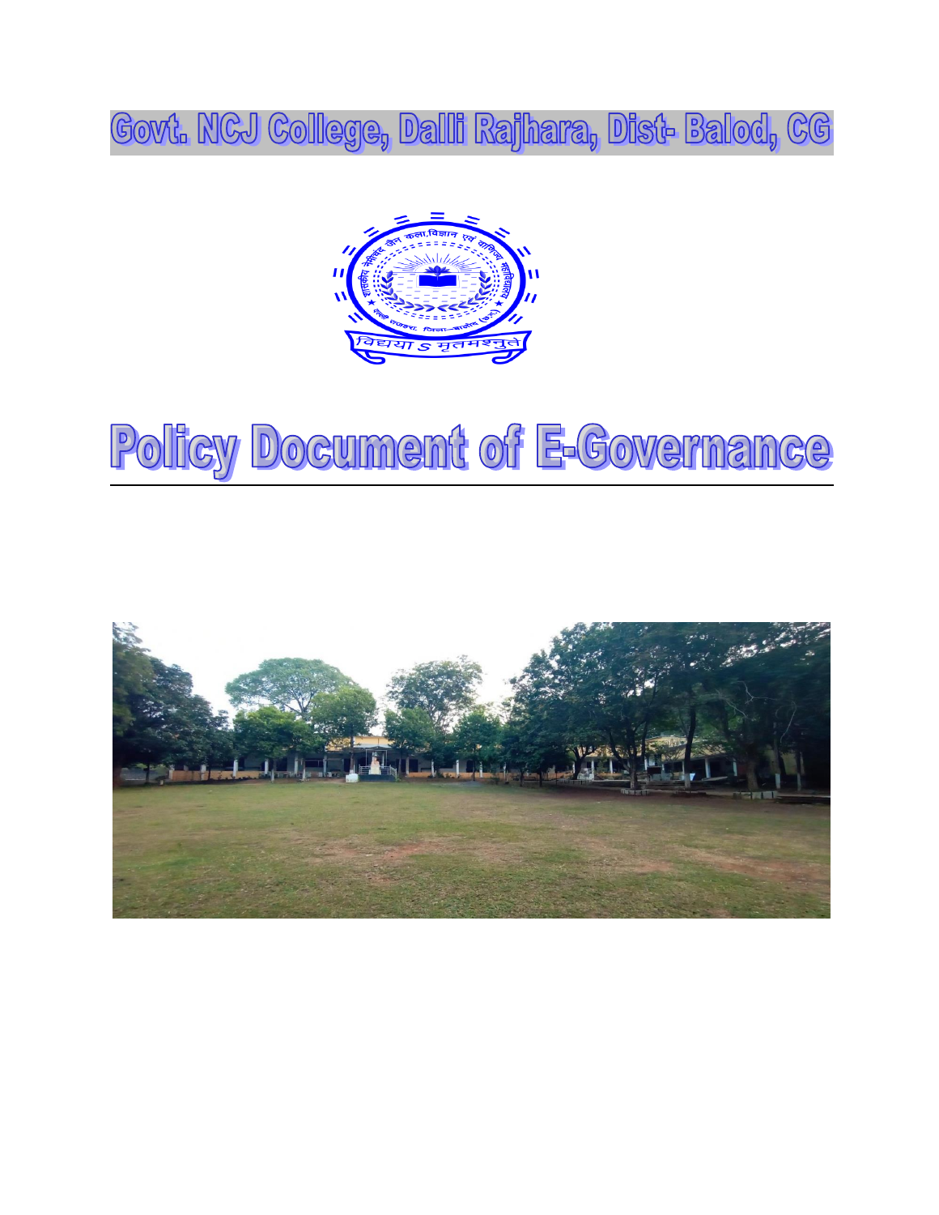# Govt. NCJ College, Dalli Rajhara, Dist- Balod, CG

# Policy Document of E-Governance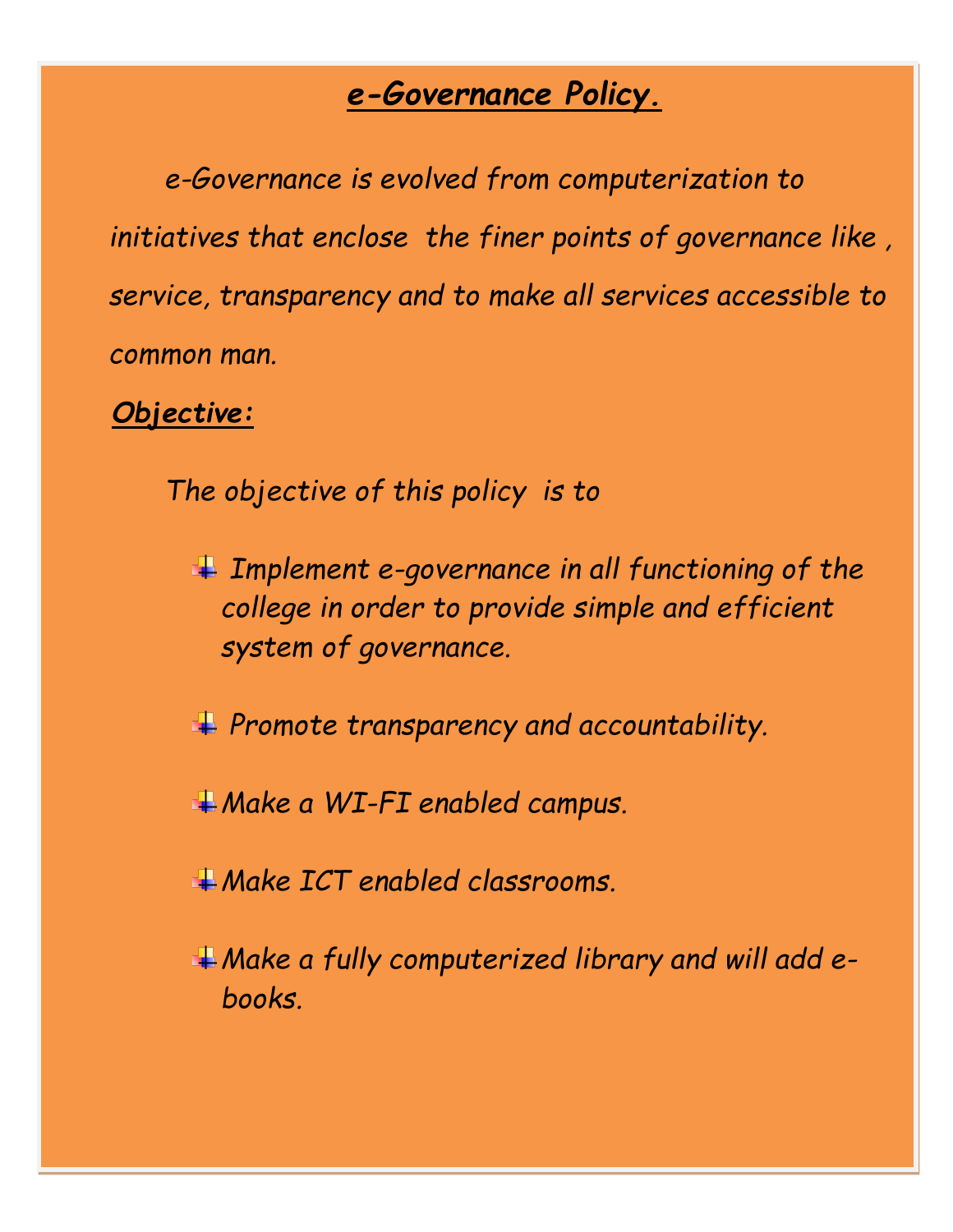# *e-Governance Policy.*

*e-Governance is evolved from computerization to initiatives that enclose the finer points of governance like , service, transparency and to make all services accessible to common man.*

***Objective:***

*The objective of this policy is to*

- *Implement e-governance in all functioning of the college in order to provide simple and efficient system of governance.*
- *Promote transparency and accountability.*
- *Make a WI-FI enabled campus.*
- *Make ICT enabled classrooms.*
- *Make a fully computerized library and will add e-books.*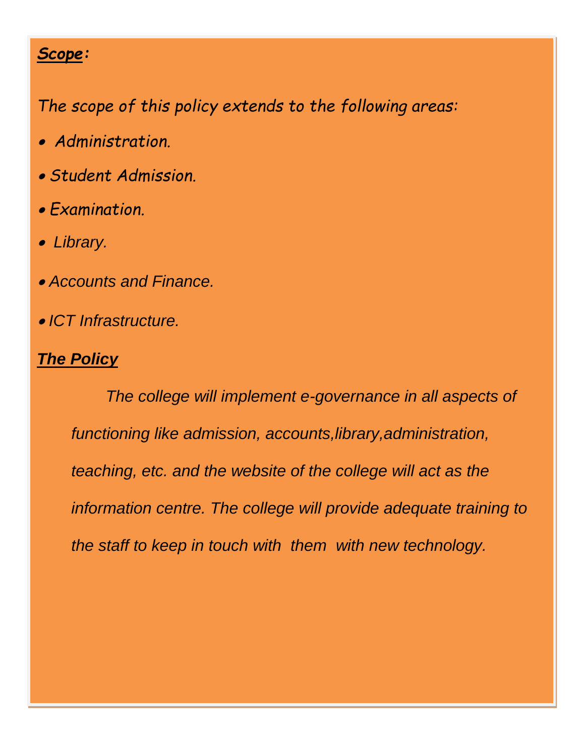## ***Scope*:**

*The scope of this policy extends to the following areas:*

- *Administration.*
- *Student Admission.*
- *Examination.*
- *Library.*
- *Accounts and Finance.*
- *ICT Infrastructure.*

## ***The Policy***

*The college will implement e-governance in all aspects of functioning like admission, accounts,library,administration, teaching, etc. and the website of the college will act as the information centre. The college will provide adequate training to the staff to keep in touch with them with new technology.*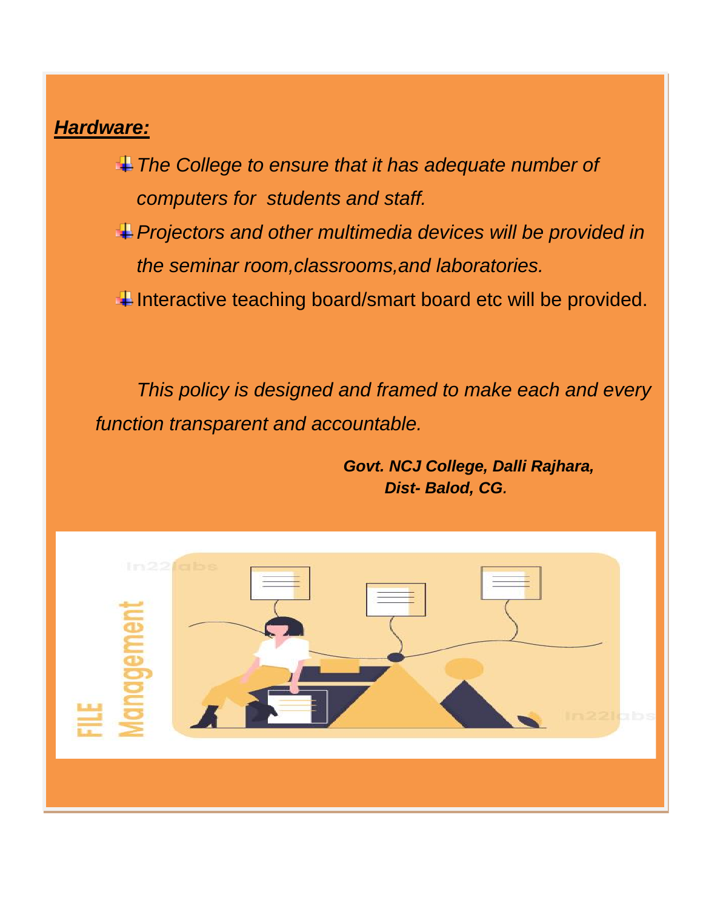***Hardware:***

- *The College to ensure that it has adequate number of computers for students and staff.*
- *Projectors and other multimedia devices will be provided in the seminar room,classrooms,and laboratories.*
- Interactive teaching board/smart board etc will be provided.

*This policy is designed and framed to make each and every function transparent and accountable.*

***Govt. NCJ College, Dalli Rajhara,***
***Dist- Balod, CG.***